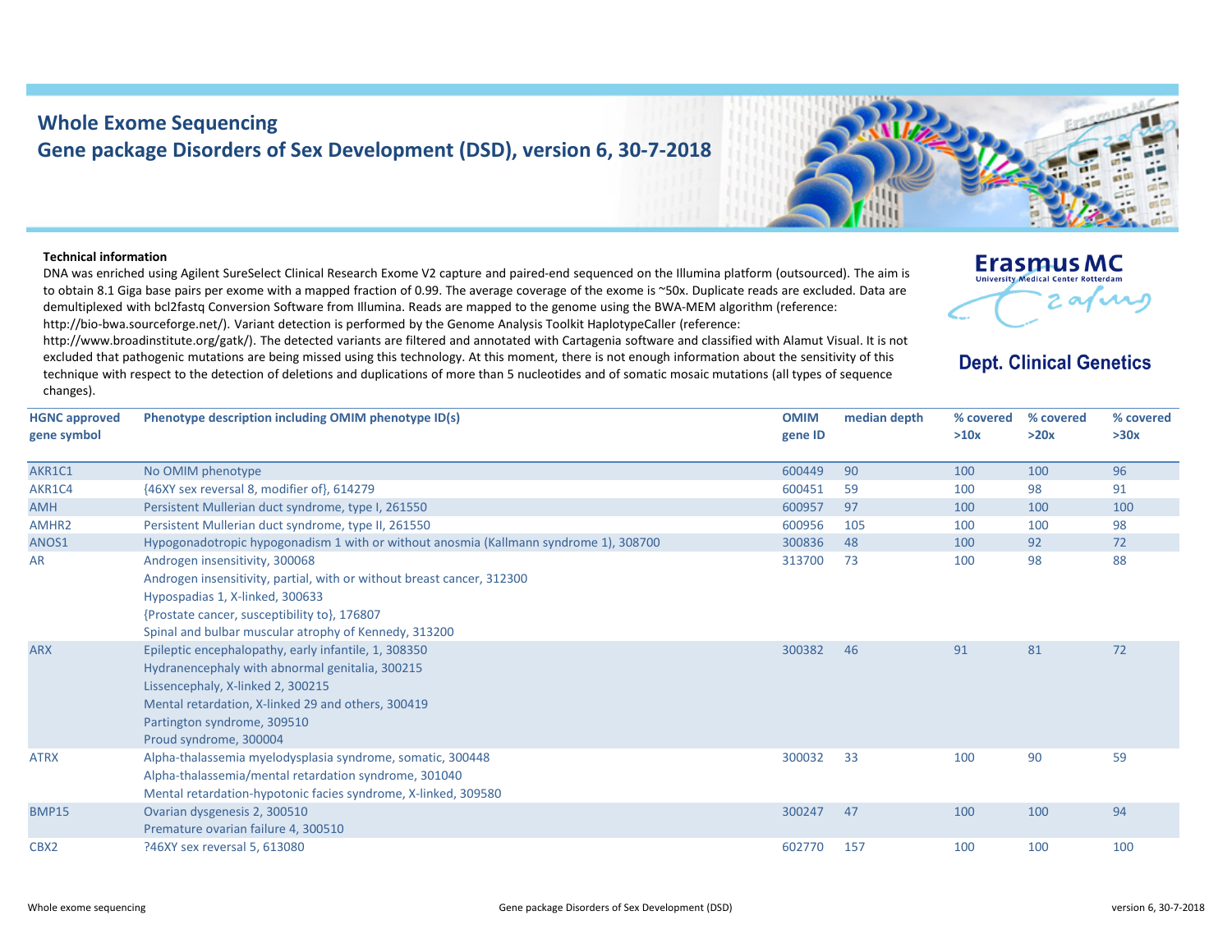# Whole Exome Sequencing

## Gene package Disorders of Sex Development (DSD), version 6, 30-7-2018

Erasmus MC
University Medical Center Rotterdam

**Dept. Clinical Genetics**

**Technical information**

DNA was enriched using Agilent SureSelect Clinical Research Exome V2 capture and paired-end sequenced on the Illumina platform (outsourced). The aim is to obtain 8.1 Giga base pairs per exome with a mapped fraction of 0.99. The average coverage of the exome is ~50x. Duplicate reads are excluded. Data are demultiplexed with bcl2fastq Conversion Software from Illumina. Reads are mapped to the genome using the BWA-MEM algorithm (reference: http://bio-bwa.sourceforge.net/). Variant detection is performed by the Genome Analysis Toolkit HaplotypeCaller (reference: http://www.broadinstitute.org/gatk/). The detected variants are filtered and annotated with Cartagenia software and classified with Alamut Visual. It is not excluded that pathogenic mutations are being missed using this technology. At this moment, there is not enough information about the sensitivity of this technique with respect to the detection of deletions and duplications of more than 5 nucleotides and of somatic mosaic mutations (all types of sequence changes).

| HGNC approved gene symbol | Phenotype description including OMIM phenotype ID(s) | OMIM gene ID | median depth | % covered >10x | % covered >20x | % covered >30x |
|---|---|---|---|---|---|---|
| AKR1C1 | No OMIM phenotype | 600449 | 90 | 100 | 100 | 96 |
| AKR1C4 | {46XY sex reversal 8, modifier of}, 614279 | 600451 | 59 | 100 | 98 | 91 |
| AMH | Persistent Mullerian duct syndrome, type I, 261550 | 600957 | 97 | 100 | 100 | 100 |
| AMHR2 | Persistent Mullerian duct syndrome, type II, 261550 | 600956 | 105 | 100 | 100 | 98 |
| ANOS1 | Hypogonadotropic hypogonadism 1 with or without anosmia (Kallmann syndrome 1), 308700 | 300836 | 48 | 100 | 92 | 72 |
| AR | Androgen insensitivity, 300068<br>Androgen insensitivity, partial, with or without breast cancer, 312300<br>Hypospadias 1, X-linked, 300633<br>{Prostate cancer, susceptibility to}, 176807<br>Spinal and bulbar muscular atrophy of Kennedy, 313200 | 313700 | 73 | 100 | 98 | 88 |
| ARX | Epileptic encephalopathy, early infantile, 1, 308350<br>Hydranencephaly with abnormal genitalia, 300215<br>Lissencephaly, X-linked 2, 300215<br>Mental retardation, X-linked 29 and others, 300419<br>Partington syndrome, 309510<br>Proud syndrome, 300004 | 300382 | 46 | 91 | 81 | 72 |
| ATRX | Alpha-thalassemia myelodysplasia syndrome, somatic, 300448<br>Alpha-thalassemia/mental retardation syndrome, 301040<br>Mental retardation-hypotonic facies syndrome, X-linked, 309580 | 300032 | 33 | 100 | 90 | 59 |
| BMP15 | Ovarian dysgenesis 2, 300510<br>Premature ovarian failure 4, 300510 | 300247 | 47 | 100 | 100 | 94 |
| CBX2 | ?46XY sex reversal 5, 613080 | 602770 | 157 | 100 | 100 | 100 |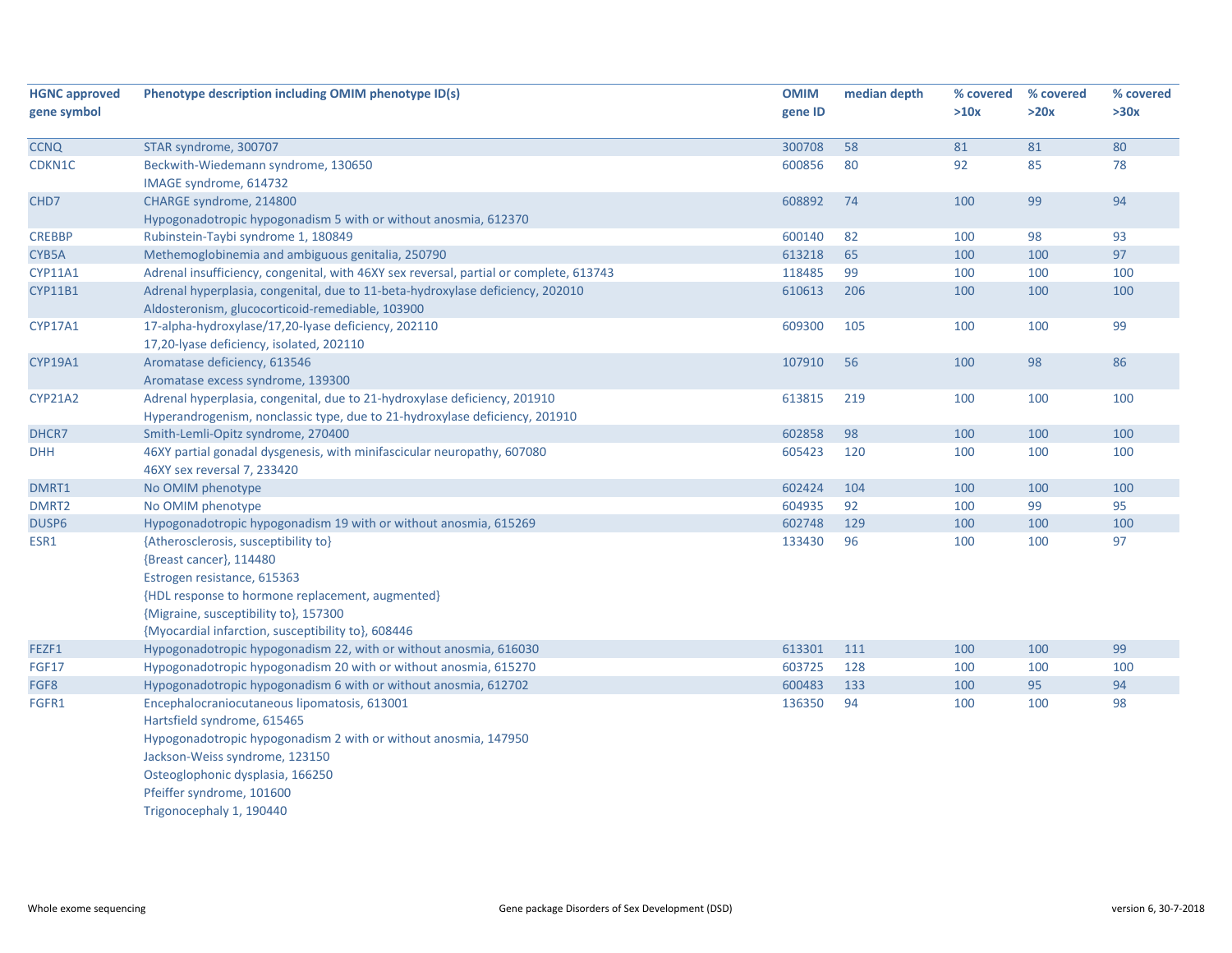| HGNC approved gene symbol | Phenotype description including OMIM phenotype ID(s) | OMIM gene ID | median depth | % covered >10x | % covered >20x | % covered >30x |
|---|---|---|---|---|---|---|
| CCNQ | STAR syndrome, 300707 | 300708 | 58 | 81 | 81 | 80 |
| CDKN1C | Beckwith-Wiedemann syndrome, 130650<br>IMAGE syndrome, 614732 | 600856 | 80 | 92 | 85 | 78 |
| CHD7 | CHARGE syndrome, 214800<br>Hypogonadotropic hypogonadism 5 with or without anosmia, 612370 | 608892 | 74 | 100 | 99 | 94 |
| CREBBP | Rubinstein-Taybi syndrome 1, 180849 | 600140 | 82 | 100 | 98 | 93 |
| CYB5A | Methemoglobinemia and ambiguous genitalia, 250790 | 613218 | 65 | 100 | 100 | 97 |
| CYP11A1 | Adrenal insufficiency, congenital, with 46XY sex reversal, partial or complete, 613743 | 118485 | 99 | 100 | 100 | 100 |
| CYP11B1 | Adrenal hyperplasia, congenital, due to 11-beta-hydroxylase deficiency, 202010<br>Aldosteronism, glucocorticoid-remediable, 103900 | 610613 | 206 | 100 | 100 | 100 |
| CYP17A1 | 17-alpha-hydroxylase/17,20-lyase deficiency, 202110<br>17,20-lyase deficiency, isolated, 202110 | 609300 | 105 | 100 | 100 | 99 |
| CYP19A1 | Aromatase deficiency, 613546<br>Aromatase excess syndrome, 139300 | 107910 | 56 | 100 | 98 | 86 |
| CYP21A2 | Adrenal hyperplasia, congenital, due to 21-hydroxylase deficiency, 201910<br>Hyperandrogenism, nonclassic type, due to 21-hydroxylase deficiency, 201910 | 613815 | 219 | 100 | 100 | 100 |
| DHCR7 | Smith-Lemli-Opitz syndrome, 270400 | 602858 | 98 | 100 | 100 | 100 |
| DHH | 46XY partial gonadal dysgenesis, with minifascicular neuropathy, 607080<br>46XY sex reversal 7, 233420 | 605423 | 120 | 100 | 100 | 100 |
| DMRT1 | No OMIM phenotype | 602424 | 104 | 100 | 100 | 100 |
| DMRT2 | No OMIM phenotype | 604935 | 92 | 100 | 99 | 95 |
| DUSP6 | Hypogonadotropic hypogonadism 19 with or without anosmia, 615269 | 602748 | 129 | 100 | 100 | 100 |
| ESR1 | {Atherosclerosis, susceptibility to}<br>{Breast cancer}, 114480<br>Estrogen resistance, 615363<br>{HDL response to hormone replacement, augmented}<br>{Migraine, susceptibility to}, 157300<br>{Myocardial infarction, susceptibility to}, 608446 | 133430 | 96 | 100 | 100 | 97 |
| FEZF1 | Hypogonadotropic hypogonadism 22, with or without anosmia, 616030 | 613301 | 111 | 100 | 100 | 99 |
| FGF17 | Hypogonadotropic hypogonadism 20 with or without anosmia, 615270 | 603725 | 128 | 100 | 100 | 100 |
| FGF8 | Hypogonadotropic hypogonadism 6 with or without anosmia, 612702 | 600483 | 133 | 100 | 95 | 94 |
| FGFR1 | Encephalocraniocutaneous lipomatosis, 613001<br>Hartsfield syndrome, 615465<br>Hypogonadotropic hypogonadism 2 with or without anosmia, 147950<br>Jackson-Weiss syndrome, 123150<br>Osteoglophonic dysplasia, 166250<br>Pfeiffer syndrome, 101600<br>Trigonocephaly 1, 190440 | 136350 | 94 | 100 | 100 | 98 |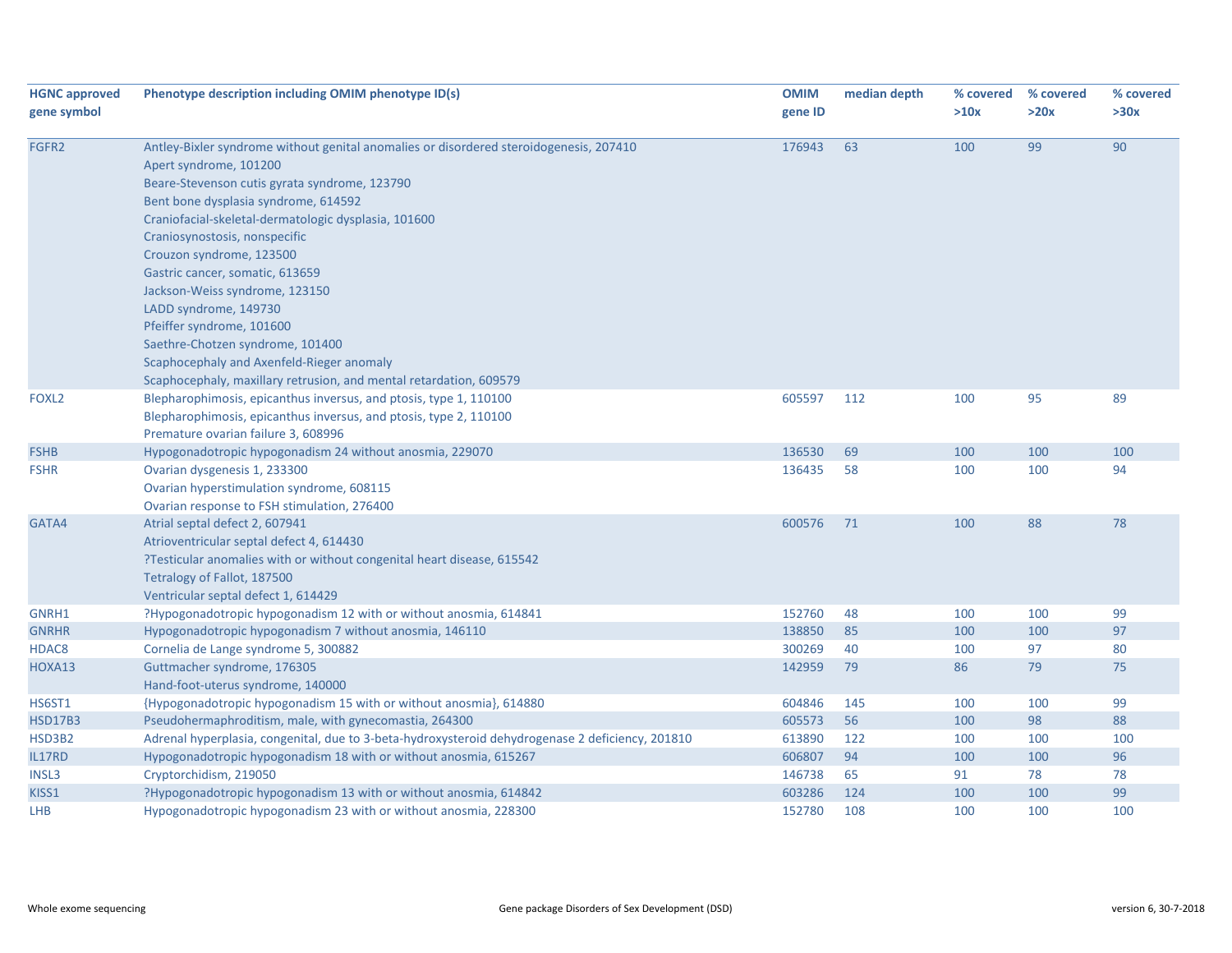| HGNC approved gene symbol | Phenotype description including OMIM phenotype ID(s) | OMIM gene ID | median depth | % covered >10x | % covered >20x | % covered >30x |
|---|---|---|---|---|---|---|
| FGFR2 | Antley-Bixler syndrome without genital anomalies or disordered steroidogenesis, 207410<br>Apert syndrome, 101200<br>Beare-Stevenson cutis gyrata syndrome, 123790<br>Bent bone dysplasia syndrome, 614592<br>Craniofacial-skeletal-dermatologic dysplasia, 101600<br>Craniosynostosis, nonspecific<br>Crouzon syndrome, 123500<br>Gastric cancer, somatic, 613659<br>Jackson-Weiss syndrome, 123150<br>LADD syndrome, 149730<br>Pfeiffer syndrome, 101600<br>Saethre-Chotzen syndrome, 101400<br>Scaphocephaly and Axenfeld-Rieger anomaly<br>Scaphocephaly, maxillary retrusion, and mental retardation, 609579 | 176943 | 63 | 100 | 99 | 90 |
| FOXL2 | Blepharophimosis, epicanthus inversus, and ptosis, type 1, 110100<br>Blepharophimosis, epicanthus inversus, and ptosis, type 2, 110100<br>Premature ovarian failure 3, 608996 | 605597 | 112 | 100 | 95 | 89 |
| FSHB | Hypogonadotropic hypogonadism 24 without anosmia, 229070 | 136530 | 69 | 100 | 100 | 100 |
| FSHR | Ovarian dysgenesis 1, 233300<br>Ovarian hyperstimulation syndrome, 608115<br>Ovarian response to FSH stimulation, 276400 | 136435 | 58 | 100 | 100 | 94 |
| GATA4 | Atrial septal defect 2, 607941<br>Atrioventricular septal defect 4, 614430<br>?Testicular anomalies with or without congenital heart disease, 615542<br>Tetralogy of Fallot, 187500<br>Ventricular septal defect 1, 614429 | 600576 | 71 | 100 | 88 | 78 |
| GNRH1 | ?Hypogonadotropic hypogonadism 12 with or without anosmia, 614841 | 152760 | 48 | 100 | 100 | 99 |
| GNRHR | Hypogonadotropic hypogonadism 7 without anosmia, 146110 | 138850 | 85 | 100 | 100 | 97 |
| HDAC8 | Cornelia de Lange syndrome 5, 300882 | 300269 | 40 | 100 | 97 | 80 |
| HOXA13 | Guttmacher syndrome, 176305<br>Hand-foot-uterus syndrome, 140000 | 142959 | 79 | 86 | 79 | 75 |
| HS6ST1 | {Hypogonadotropic hypogonadism 15 with or without anosmia}, 614880 | 604846 | 145 | 100 | 100 | 99 |
| HSD17B3 | Pseudohermaphroditism, male, with gynecomastia, 264300 | 605573 | 56 | 100 | 98 | 88 |
| HSD3B2 | Adrenal hyperplasia, congenital, due to 3-beta-hydroxysteroid dehydrogenase 2 deficiency, 201810 | 613890 | 122 | 100 | 100 | 100 |
| IL17RD | Hypogonadotropic hypogonadism 18 with or without anosmia, 615267 | 606807 | 94 | 100 | 100 | 96 |
| INSL3 | Cryptorchidism, 219050 | 146738 | 65 | 91 | 78 | 78 |
| KISS1 | ?Hypogonadotropic hypogonadism 13 with or without anosmia, 614842 | 603286 | 124 | 100 | 100 | 99 |
| LHB | Hypogonadotropic hypogonadism 23 with or without anosmia, 228300 | 152780 | 108 | 100 | 100 | 100 |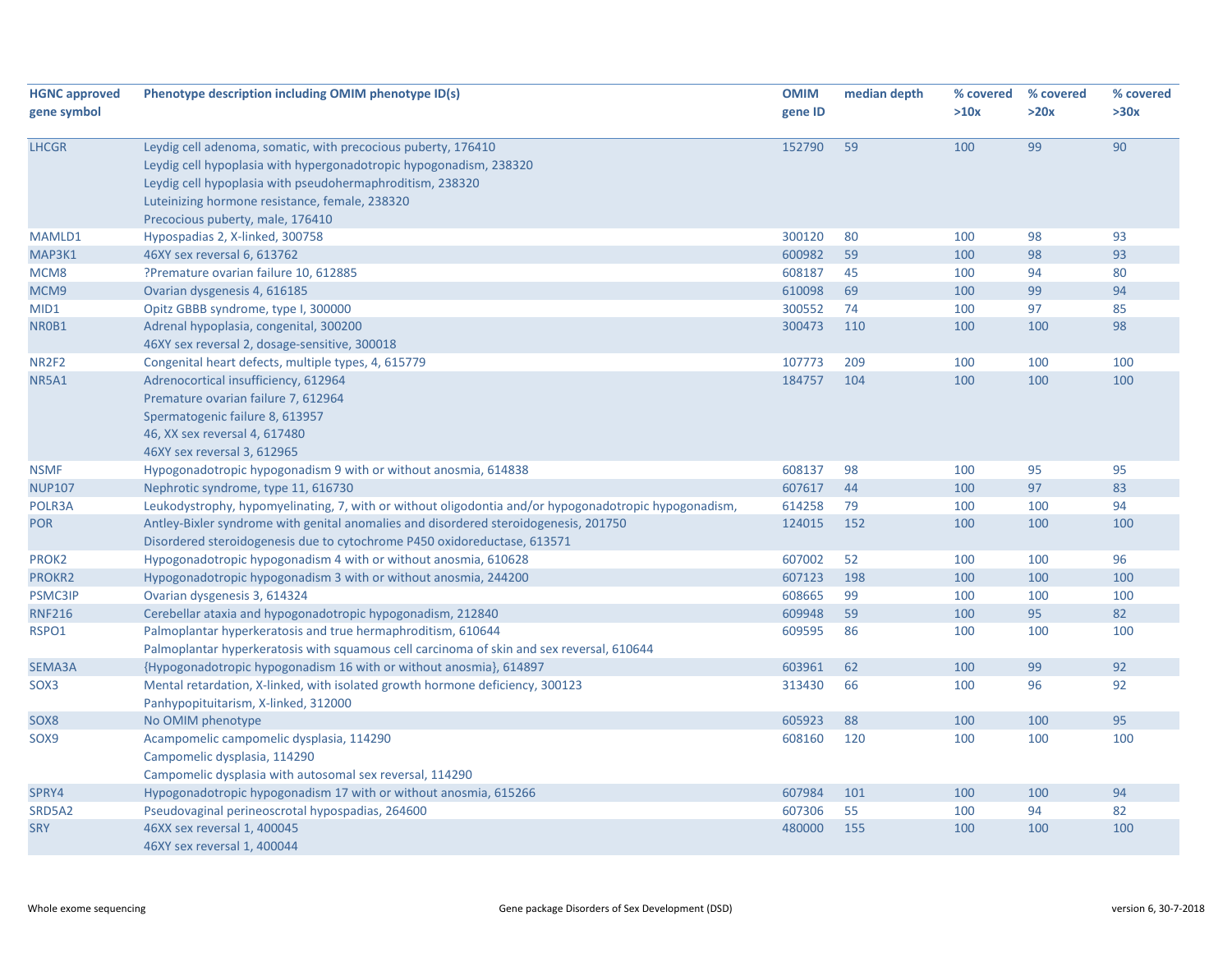| HGNC approved gene symbol | Phenotype description including OMIM phenotype ID(s) | OMIM gene ID | median depth | % covered >10x | % covered >20x | % covered >30x |
|---|---|---|---|---|---|---|
| LHCGR | Leydig cell adenoma, somatic, with precocious puberty, 176410<br>Leydig cell hypoplasia with hypergonadotropic hypogonadism, 238320<br>Leydig cell hypoplasia with pseudohermaphroditism, 238320<br>Luteinizing hormone resistance, female, 238320<br>Precocious puberty, male, 176410 | 152790 | 59 | 100 | 99 | 90 |
| MAMLD1 | Hypospadias 2, X-linked, 300758 | 300120 | 80 | 100 | 98 | 93 |
| MAP3K1 | 46XY sex reversal 6, 613762 | 600982 | 59 | 100 | 98 | 93 |
| MCM8 | ?Premature ovarian failure 10, 612885 | 608187 | 45 | 100 | 94 | 80 |
| MCM9 | Ovarian dysgenesis 4, 616185 | 610098 | 69 | 100 | 99 | 94 |
| MID1 | Opitz GBBB syndrome, type I, 300000 | 300552 | 74 | 100 | 97 | 85 |
| NR0B1 | Adrenal hypoplasia, congenital, 300200<br>46XY sex reversal 2, dosage-sensitive, 300018 | 300473 | 110 | 100 | 100 | 98 |
| NR2F2 | Congenital heart defects, multiple types, 4, 615779 | 107773 | 209 | 100 | 100 | 100 |
| NR5A1 | Adrenocortical insufficiency, 612964<br>Premature ovarian failure 7, 612964<br>Spermatogenic failure 8, 613957<br>46, XX sex reversal 4, 617480<br>46XY sex reversal 3, 612965 | 184757 | 104 | 100 | 100 | 100 |
| NSMF | Hypogonadotropic hypogonadism 9 with or without anosmia, 614838 | 608137 | 98 | 100 | 95 | 95 |
| NUP107 | Nephrotic syndrome, type 11, 616730 | 607617 | 44 | 100 | 97 | 83 |
| POLR3A | Leukodystrophy, hypomyelinating, 7, with or without oligodontia and/or hypogonadotropic hypogonadism, | 614258 | 79 | 100 | 100 | 94 |
| POR | Antley-Bixler syndrome with genital anomalies and disordered steroidogenesis, 201750<br>Disordered steroidogenesis due to cytochrome P450 oxidoreductase, 613571 | 124015 | 152 | 100 | 100 | 100 |
| PROK2 | Hypogonadotropic hypogonadism 4 with or without anosmia, 610628 | 607002 | 52 | 100 | 100 | 96 |
| PROKR2 | Hypogonadotropic hypogonadism 3 with or without anosmia, 244200 | 607123 | 198 | 100 | 100 | 100 |
| PSMC3IP | Ovarian dysgenesis 3, 614324 | 608665 | 99 | 100 | 100 | 100 |
| RNF216 | Cerebellar ataxia and hypogonadotropic hypogonadism, 212840 | 609948 | 59 | 100 | 95 | 82 |
| RSPO1 | Palmoplantar hyperkeratosis and true hermaphroditism, 610644<br>Palmoplantar hyperkeratosis with squamous cell carcinoma of skin and sex reversal, 610644 | 609595 | 86 | 100 | 100 | 100 |
| SEMA3A | {Hypogonadotropic hypogonadism 16 with or without anosmia}, 614897 | 603961 | 62 | 100 | 99 | 92 |
| SOX3 | Mental retardation, X-linked, with isolated growth hormone deficiency, 300123<br>Panhypopituitarism, X-linked, 312000 | 313430 | 66 | 100 | 96 | 92 |
| SOX8 | No OMIM phenotype | 605923 | 88 | 100 | 100 | 95 |
| SOX9 | Acampomelic campomelic dysplasia, 114290<br>Campomelic dysplasia, 114290<br>Campomelic dysplasia with autosomal sex reversal, 114290 | 608160 | 120 | 100 | 100 | 100 |
| SPRY4 | Hypogonadotropic hypogonadism 17 with or without anosmia, 615266 | 607984 | 101 | 100 | 100 | 94 |
| SRD5A2 | Pseudovaginal perineoscrotal hypospadias, 264600 | 607306 | 55 | 100 | 94 | 82 |
| SRY | 46XX sex reversal 1, 400045<br>46XY sex reversal 1, 400044 | 480000 | 155 | 100 | 100 | 100 |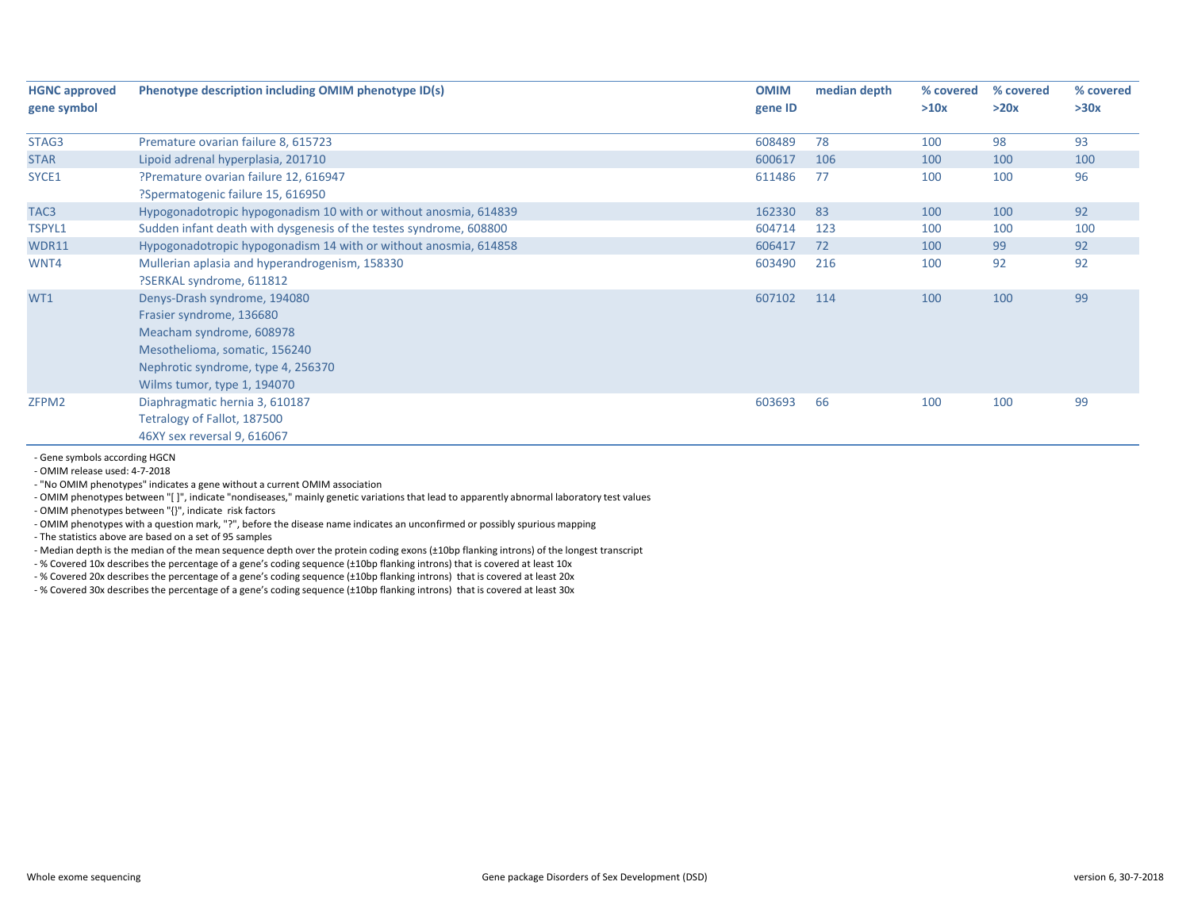| HGNC approved gene symbol | Phenotype description including OMIM phenotype ID(s) | OMIM gene ID | median depth | % covered >10x | % covered >20x | % covered >30x |
|---|---|---|---|---|---|---|
| STAG3 | Premature ovarian failure 8, 615723 | 608489 | 78 | 100 | 98 | 93 |
| STAR | Lipoid adrenal hyperplasia, 201710 | 600617 | 106 | 100 | 100 | 100 |
| SYCE1 | ?Premature ovarian failure 12, 616947<br>?Spermatogenic failure 15, 616950 | 611486 | 77 | 100 | 100 | 96 |
| TAC3 | Hypogonadotropic hypogonadism 10 with or without anosmia, 614839 | 162330 | 83 | 100 | 100 | 92 |
| TSPYL1 | Sudden infant death with dysgenesis of the testes syndrome, 608800 | 604714 | 123 | 100 | 100 | 100 |
| WDR11 | Hypogonadotropic hypogonadism 14 with or without anosmia, 614858 | 606417 | 72 | 100 | 99 | 92 |
| WNT4 | Mullerian aplasia and hyperandrogenism, 158330<br>?SERKAL syndrome, 611812 | 603490 | 216 | 100 | 92 | 92 |
| WT1 | Denys-Drash syndrome, 194080<br>Frasier syndrome, 136680<br>Meacham syndrome, 608978<br>Mesothelioma, somatic, 156240<br>Nephrotic syndrome, type 4, 256370<br>Wilms tumor, type 1, 194070 | 607102 | 114 | 100 | 100 | 99 |
| ZFPM2 | Diaphragmatic hernia 3, 610187<br>Tetralogy of Fallot, 187500<br>46XY sex reversal 9, 616067 | 603693 | 66 | 100 | 100 | 99 |

- Gene symbols according HGCN
- OMIM release used: 4-7-2018
- "No OMIM phenotypes" indicates a gene without a current OMIM association
- OMIM phenotypes between "[ ]", indicate "nondiseases," mainly genetic variations that lead to apparently abnormal laboratory test values
- OMIM phenotypes between "{}", indicate risk factors
- OMIM phenotypes with a question mark, "?", before the disease name indicates an unconfirmed or possibly spurious mapping
- The statistics above are based on a set of 95 samples
- Median depth is the median of the mean sequence depth over the protein coding exons (±10bp flanking introns) of the longest transcript
- % Covered 10x describes the percentage of a gene's coding sequence (±10bp flanking introns) that is covered at least 10x
- % Covered 20x describes the percentage of a gene's coding sequence (±10bp flanking introns) that is covered at least 20x
- % Covered 30x describes the percentage of a gene's coding sequence (±10bp flanking introns) that is covered at least 30x